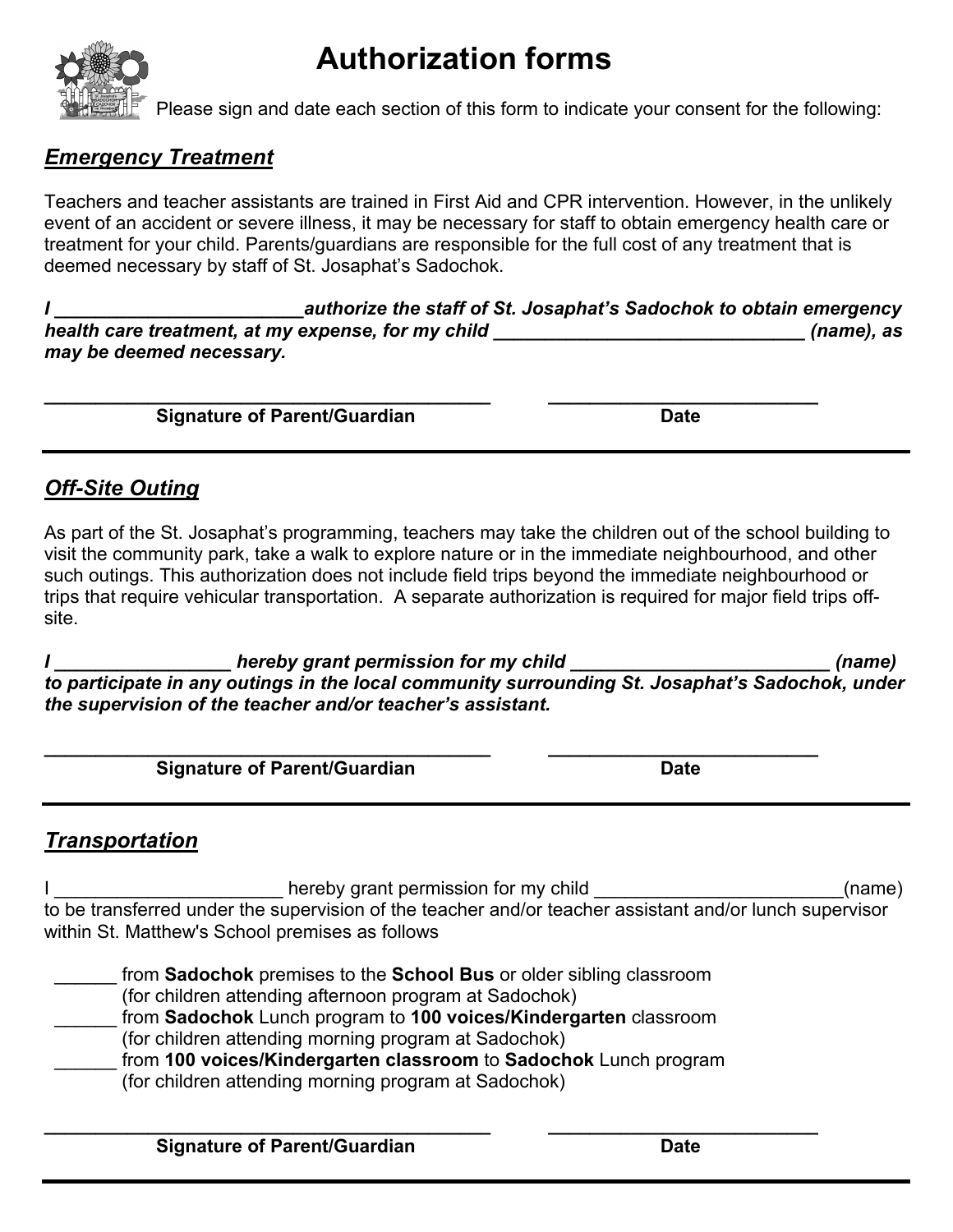# Authorization forms

Please sign and date each section of this form to indicate your consent for the following:

## ***Emergency Treatment***

Teachers and teacher assistants are trained in First Aid and CPR intervention. However, in the unlikely event of an accident or severe illness, it may be necessary for staff to obtain emergency health care or treatment for your child. Parents/guardians are responsible for the full cost of any treatment that is deemed necessary by staff of St. Josaphat's Sadochok.

***I ________________________authorize the staff of St. Josaphat's Sadochok to obtain emergency health care treatment, at my expense, for my child ______________________________ (name), as may be deemed necessary.***

____________________________________________ ___________________________

**Signature of Parent/Guardian** **Date**

---

## ***Off-Site Outing***

As part of the St. Josaphat's programming, teachers may take the children out of the school building to visit the community park, take a walk to explore nature or in the immediate neighbourhood, and other such outings. This authorization does not include field trips beyond the immediate neighbourhood or trips that require vehicular transportation. A separate authorization is required for major field trips off-site.

***I _________________ hereby grant permission for my child _________________________ (name) to participate in any outings in the local community surrounding St. Josaphat's Sadochok, under the supervision of the teacher and/or teacher's assistant.***

____________________________________________ ___________________________

**Signature of Parent/Guardian** **Date**

---

## ***Transportation***

I ______________________ hereby grant permission for my child ________________________(name) to be transferred under the supervision of the teacher and/or teacher assistant and/or lunch supervisor within St. Matthew's School premises as follows

______ from **Sadochok** premises to the **School Bus** or older sibling classroom (for children attending afternoon program at Sadochok)

______ from **Sadochok** Lunch program to **100 voices/Kindergarten** classroom (for children attending morning program at Sadochok)

______ from **100 voices/Kindergarten classroom** to **Sadochok** Lunch program (for children attending morning program at Sadochok)

____________________________________________ ___________________________

**Signature of Parent/Guardian** **Date**

---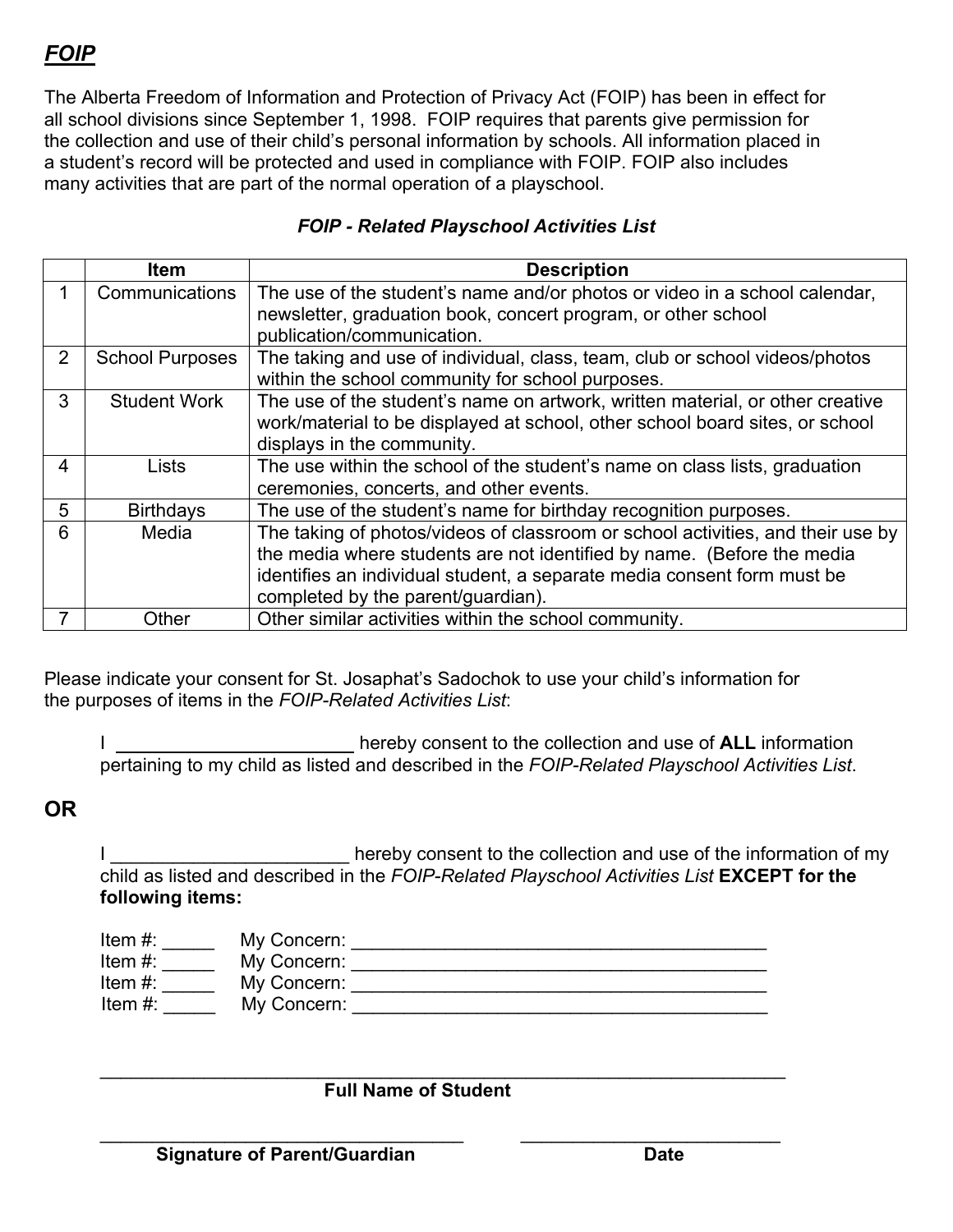## ***FOIP***

The Alberta Freedom of Information and Protection of Privacy Act (FOIP) has been in effect for all school divisions since September 1, 1998. FOIP requires that parents give permission for the collection and use of their child's personal information by schools. All information placed in a student's record will be protected and used in compliance with FOIP. FOIP also includes many activities that are part of the normal operation of a playschool.

***FOIP - Related Playschool Activities List***

| | Item | Description |
|---|---|---|
| 1 | Communications | The use of the student's name and/or photos or video in a school calendar, newsletter, graduation book, concert program, or other school publication/communication. |
| 2 | School Purposes | The taking and use of individual, class, team, club or school videos/photos within the school community for school purposes. |
| 3 | Student Work | The use of the student's name on artwork, written material, or other creative work/material to be displayed at school, other school board sites, or school displays in the community. |
| 4 | Lists | The use within the school of the student's name on class lists, graduation ceremonies, concerts, and other events. |
| 5 | Birthdays | The use of the student's name for birthday recognition purposes. |
| 6 | Media | The taking of photos/videos of classroom or school activities, and their use by the media where students are not identified by name. (Before the media identifies an individual student, a separate media consent form must be completed by the parent/guardian). |
| 7 | Other | Other similar activities within the school community. |

Please indicate your consent for St. Josaphat's Sadochok to use your child's information for the purposes of items in the *FOIP-Related Activities List*:

I ______________________ hereby consent to the collection and use of **ALL** information pertaining to my child as listed and described in the *FOIP-Related Playschool Activities List*.

## OR

I ______________________ hereby consent to the collection and use of the information of my child as listed and described in the *FOIP-Related Playschool Activities List* **EXCEPT for the following items:**

Item #: _____ My Concern: ________________________________________

Item #: _____ My Concern: ________________________________________

Item #: _____ My Concern: ________________________________________

Item #: _____ My Concern: ________________________________________

_________________________________________________________________

**Full Name of Student**

_________________________________ ________________________

**Signature of Parent/Guardian** **Date**